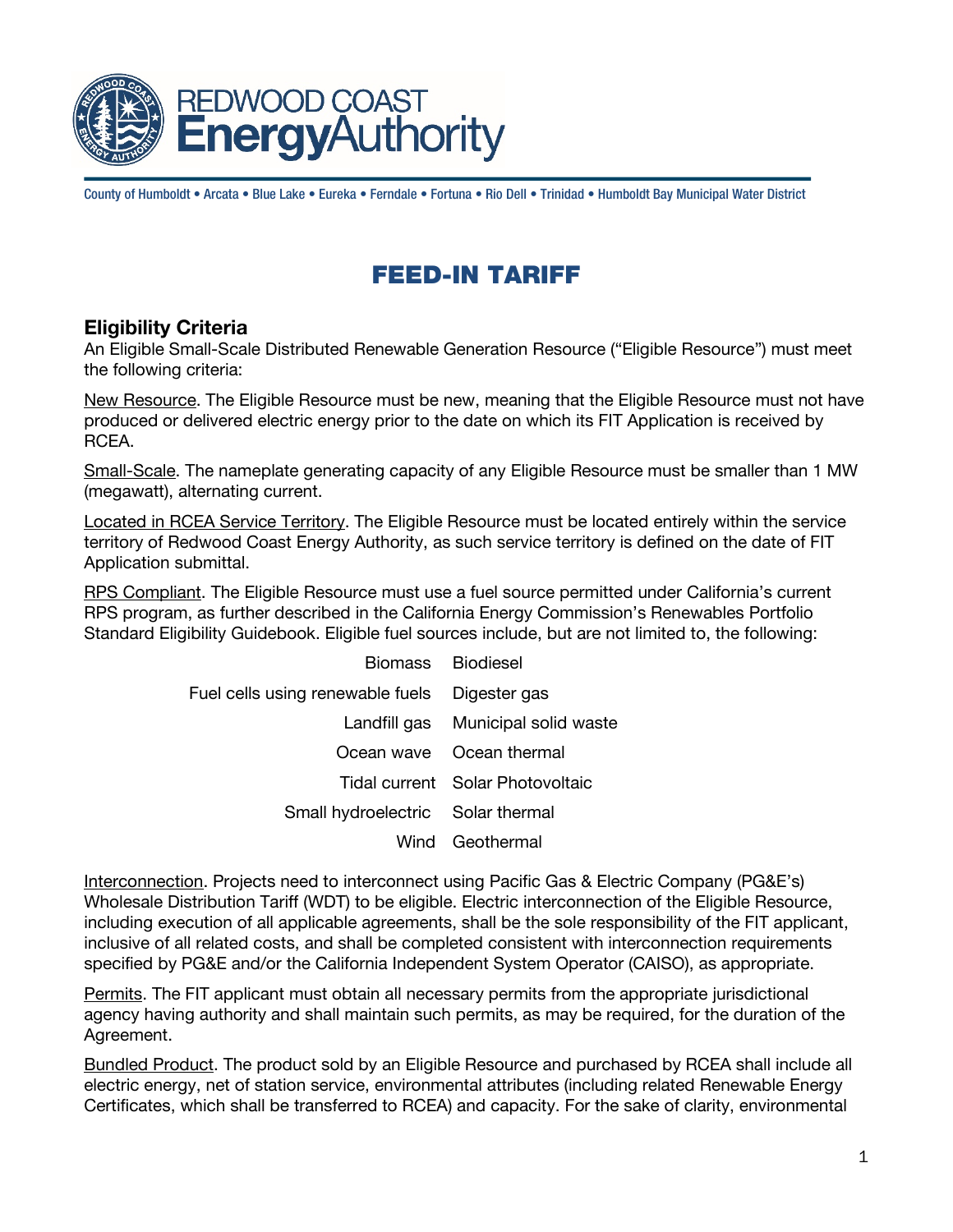REDWOOD COAST EnergyAuthority

County of Humboldt • Arcata • Blue Lake • Eureka • Ferndale • Fortuna • Rio Dell • Trinidad • Humboldt Bay Municipal Water District

# FEED-IN TARIFF

## Eligibility Criteria

An Eligible Small-Scale Distributed Renewable Generation Resource ("Eligible Resource") must meet the following criteria:

New Resource. The Eligible Resource must be new, meaning that the Eligible Resource must not have produced or delivered electric energy prior to the date on which its FIT Application is received by RCEA.

Small-Scale. The nameplate generating capacity of any Eligible Resource must be smaller than 1 MW (megawatt), alternating current.

Located in RCEA Service Territory. The Eligible Resource must be located entirely within the service territory of Redwood Coast Energy Authority, as such service territory is defined on the date of FIT Application submittal.

RPS Compliant. The Eligible Resource must use a fuel source permitted under California's current RPS program, as further described in the California Energy Commission's Renewables Portfolio Standard Eligibility Guidebook. Eligible fuel sources include, but are not limited to, the following:

| | |
|---|---|
| Biomass | Biodiesel |
| Fuel cells using renewable fuels | Digester gas |
| Landfill gas | Municipal solid waste |
| Ocean wave | Ocean thermal |
| Tidal current | Solar Photovoltaic |
| Small hydroelectric | Solar thermal |
| Wind | Geothermal |

Interconnection. Projects need to interconnect using Pacific Gas & Electric Company (PG&E's) Wholesale Distribution Tariff (WDT) to be eligible. Electric interconnection of the Eligible Resource, including execution of all applicable agreements, shall be the sole responsibility of the FIT applicant, inclusive of all related costs, and shall be completed consistent with interconnection requirements specified by PG&E and/or the California Independent System Operator (CAISO), as appropriate.

Permits. The FIT applicant must obtain all necessary permits from the appropriate jurisdictional agency having authority and shall maintain such permits, as may be required, for the duration of the Agreement.

Bundled Product. The product sold by an Eligible Resource and purchased by RCEA shall include all electric energy, net of station service, environmental attributes (including related Renewable Energy Certificates, which shall be transferred to RCEA) and capacity. For the sake of clarity, environmental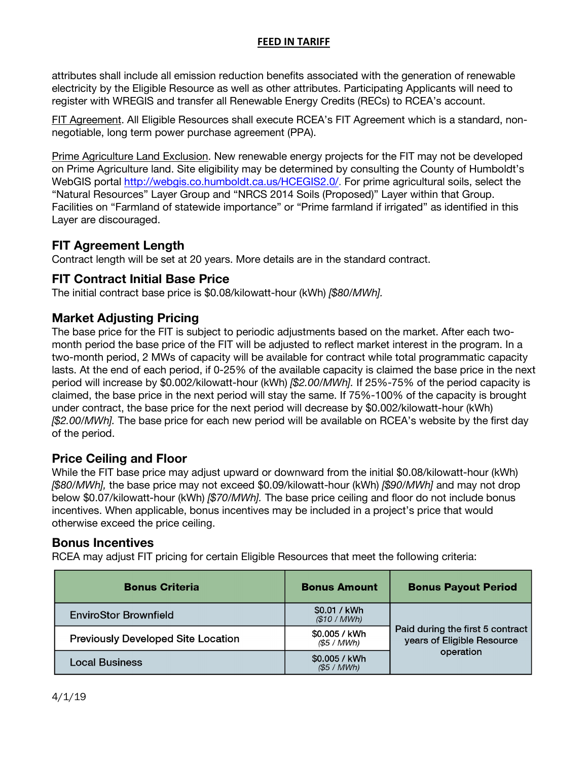attributes shall include all emission reduction benefits associated with the generation of renewable electricity by the Eligible Resource as well as other attributes. Participating Applicants will need to register with WREGIS and transfer all Renewable Energy Credits (RECs) to RCEA's account.

FIT Agreement. All Eligible Resources shall execute RCEA's FIT Agreement which is a standard, non-negotiable, long term power purchase agreement (PPA).

Prime Agriculture Land Exclusion. New renewable energy projects for the FIT may not be developed on Prime Agriculture land. Site eligibility may be determined by consulting the County of Humboldt's WebGIS portal http://webgis.co.humboldt.ca.us/HCEGIS2.0/. For prime agricultural soils, select the "Natural Resources" Layer Group and "NRCS 2014 Soils (Proposed)" Layer within that Group. Facilities on "Farmland of statewide importance" or "Prime farmland if irrigated" as identified in this Layer are discouraged.

## FIT Agreement Length

Contract length will be set at 20 years. More details are in the standard contract.

## FIT Contract Initial Base Price

The initial contract base price is $0.08/kilowatt-hour (kWh) *[$80/MWh].*

## Market Adjusting Pricing

The base price for the FIT is subject to periodic adjustments based on the market. After each two-month period the base price of the FIT will be adjusted to reflect market interest in the program. In a two-month period, 2 MWs of capacity will be available for contract while total programmatic capacity lasts. At the end of each period, if 0-25% of the available capacity is claimed the base price in the next period will increase by $0.002/kilowatt-hour (kWh) *[$2.00/MWh].* If 25%-75% of the period capacity is claimed, the base price in the next period will stay the same. If 75%-100% of the capacity is brought under contract, the base price for the next period will decrease by $0.002/kilowatt-hour (kWh) *[$2.00/MWh].* The base price for each new period will be available on RCEA's website by the first day of the period.

## Price Ceiling and Floor

While the FIT base price may adjust upward or downward from the initial $0.08/kilowatt-hour (kWh) *[$80/MWh],* the base price may not exceed $0.09/kilowatt-hour (kWh) *[$90/MWh]* and may not drop below $0.07/kilowatt-hour (kWh) *[$70/MWh].* The base price ceiling and floor do not include bonus incentives. When applicable, bonus incentives may be included in a project's price that would otherwise exceed the price ceiling.

## Bonus Incentives

RCEA may adjust FIT pricing for certain Eligible Resources that meet the following criteria:

| Bonus Criteria | Bonus Amount | Bonus Payout Period |
|---|---|---|
| EnviroStor Brownfield | $0.01 / kWh *($10 / MWh)* | Paid during the first 5 contract years of Eligible Resource operation |
| Previously Developed Site Location | $0.005 / kWh *($5 / MWh)* | |
| Local Business | $0.005 / kWh *($5 / MWh)* | |

4/1/19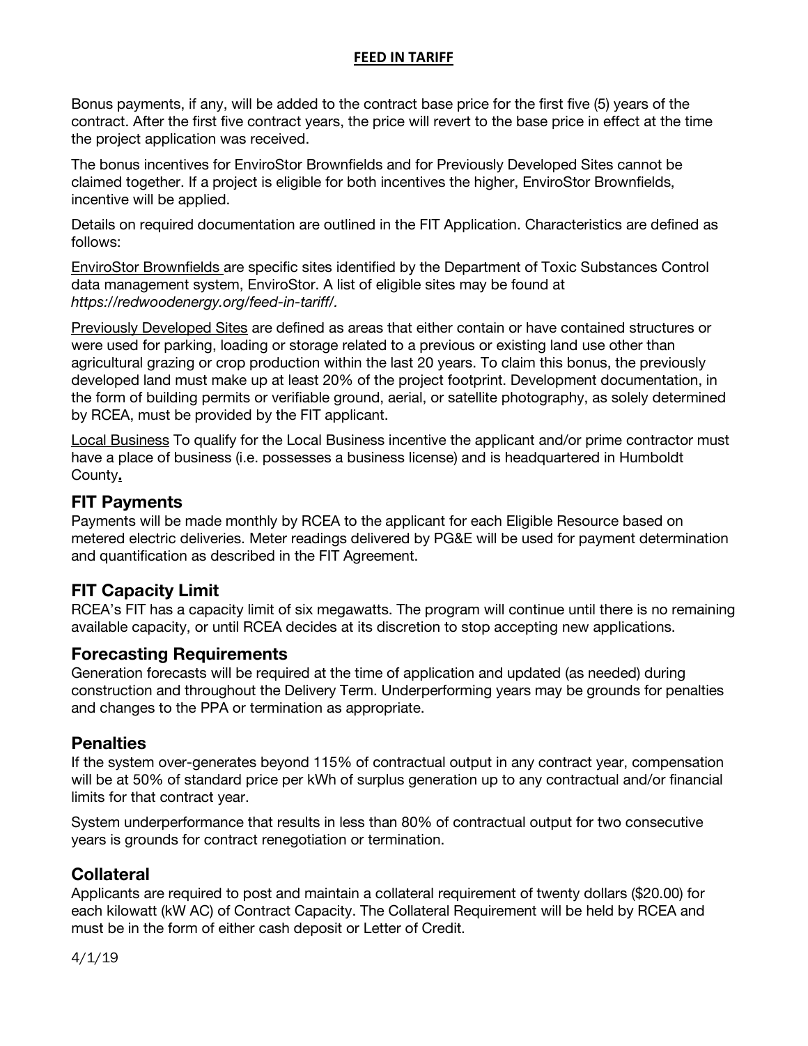Bonus payments, if any, will be added to the contract base price for the first five (5) years of the contract. After the first five contract years, the price will revert to the base price in effect at the time the project application was received.

The bonus incentives for EnviroStor Brownfields and for Previously Developed Sites cannot be claimed together. If a project is eligible for both incentives the higher, EnviroStor Brownfields, incentive will be applied.

Details on required documentation are outlined in the FIT Application. Characteristics are defined as follows:

<u>EnviroStor Brownfields</u> are specific sites identified by the Department of Toxic Substances Control data management system, EnviroStor. A list of eligible sites may be found at *https://redwoodenergy.org/feed-in-tariff/.*

<u>Previously Developed Sites</u> are defined as areas that either contain or have contained structures or were used for parking, loading or storage related to a previous or existing land use other than agricultural grazing or crop production within the last 20 years. To claim this bonus, the previously developed land must make up at least 20% of the project footprint. Development documentation, in the form of building permits or verifiable ground, aerial, or satellite photography, as solely determined by RCEA, must be provided by the FIT applicant.

<u>Local Business</u> To qualify for the Local Business incentive the applicant and/or prime contractor must have a place of business (i.e. possesses a business license) and is headquartered in Humboldt County**.**

## FIT Payments

Payments will be made monthly by RCEA to the applicant for each Eligible Resource based on metered electric deliveries. Meter readings delivered by PG&E will be used for payment determination and quantification as described in the FIT Agreement.

## FIT Capacity Limit

RCEA's FIT has a capacity limit of six megawatts. The program will continue until there is no remaining available capacity, or until RCEA decides at its discretion to stop accepting new applications.

## Forecasting Requirements

Generation forecasts will be required at the time of application and updated (as needed) during construction and throughout the Delivery Term. Underperforming years may be grounds for penalties and changes to the PPA or termination as appropriate.

## Penalties

If the system over-generates beyond 115% of contractual output in any contract year, compensation will be at 50% of standard price per kWh of surplus generation up to any contractual and/or financial limits for that contract year.

System underperformance that results in less than 80% of contractual output for two consecutive years is grounds for contract renegotiation or termination.

## Collateral

Applicants are required to post and maintain a collateral requirement of twenty dollars ($20.00) for each kilowatt (kW AC) of Contract Capacity. The Collateral Requirement will be held by RCEA and must be in the form of either cash deposit or Letter of Credit.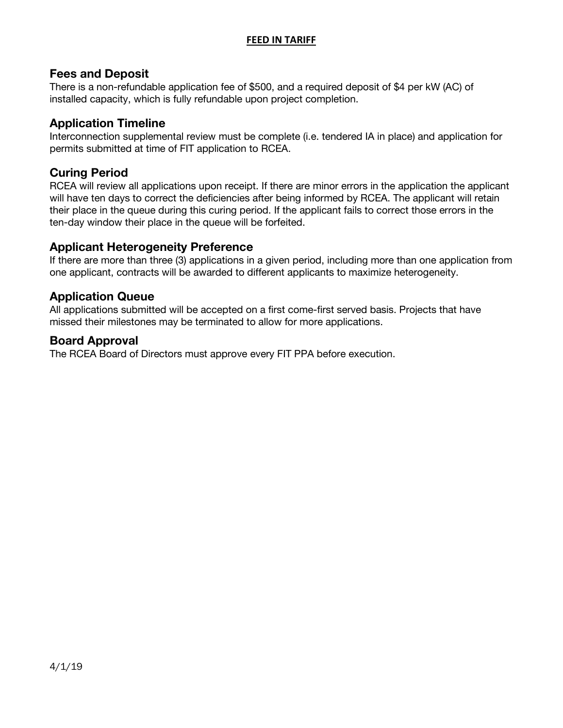**FEED IN TARIFF**

## Fees and Deposit

There is a non-refundable application fee of $500, and a required deposit of $4 per kW (AC) of installed capacity, which is fully refundable upon project completion.

## Application Timeline

Interconnection supplemental review must be complete (i.e. tendered IA in place) and application for permits submitted at time of FIT application to RCEA.

## Curing Period

RCEA will review all applications upon receipt. If there are minor errors in the application the applicant will have ten days to correct the deficiencies after being informed by RCEA. The applicant will retain their place in the queue during this curing period. If the applicant fails to correct those errors in the ten-day window their place in the queue will be forfeited.

## Applicant Heterogeneity Preference

If there are more than three (3) applications in a given period, including more than one application from one applicant, contracts will be awarded to different applicants to maximize heterogeneity.

## Application Queue

All applications submitted will be accepted on a first come-first served basis. Projects that have missed their milestones may be terminated to allow for more applications.

## Board Approval

The RCEA Board of Directors must approve every FIT PPA before execution.

4/1/19